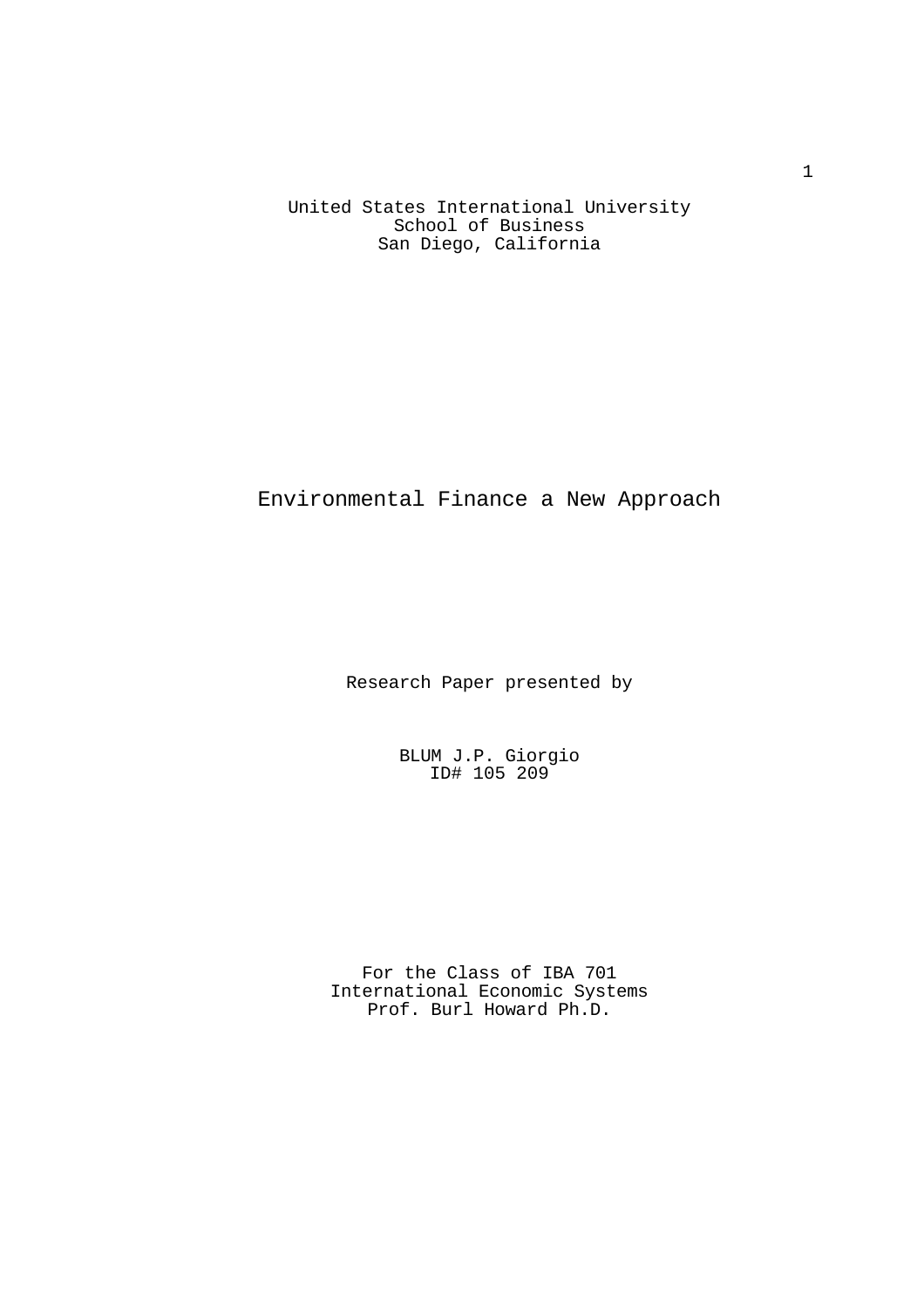United States International University
School of Business
San Diego, California

# Environmental Finance a New Approach

Research Paper presented by

BLUM J.P. Giorgio
ID# 105 209

For the Class of IBA 701
International Economic Systems
Prof. Burl Howard Ph.D.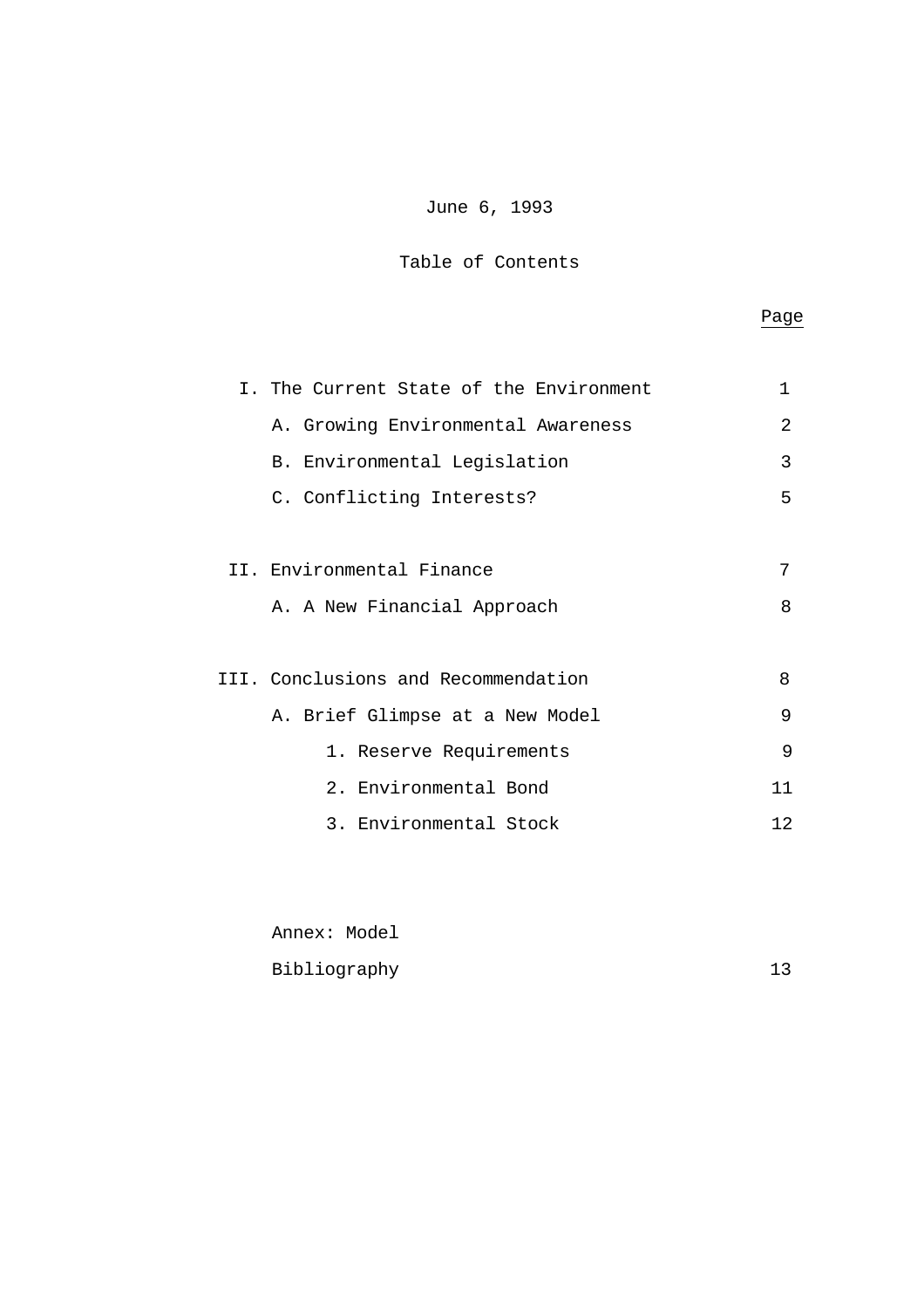June 6, 1993

## Table of Contents

| | Page |
|---|---|
| I. The Current State of the Environment | 1 |
| A. Growing Environmental Awareness | 2 |
| B. Environmental Legislation | 3 |
| C. Conflicting Interests? | 5 |
| II. Environmental Finance | 7 |
| A. A New Financial Approach | 8 |
| III. Conclusions and Recommendation | 8 |
| A. Brief Glimpse at a New Model | 9 |
| 1. Reserve Requirements | 9 |
| 2. Environmental Bond | 11 |
| 3. Environmental Stock | 12 |
| Annex: Model | |
| Bibliography | 13 |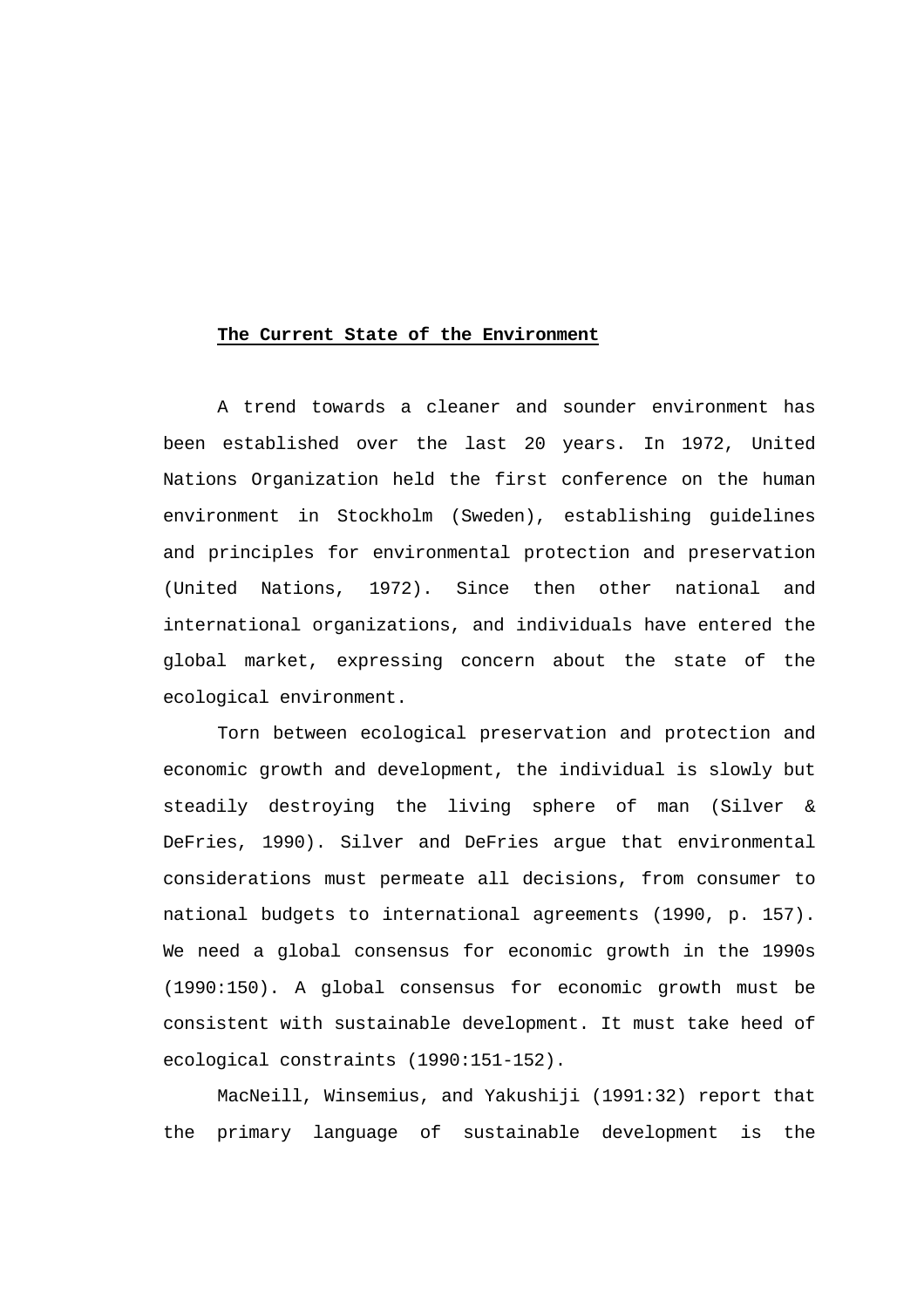## The Current State of the Environment

A trend towards a cleaner and sounder environment has been established over the last 20 years. In 1972, United Nations Organization held the first conference on the human environment in Stockholm (Sweden), establishing guidelines and principles for environmental protection and preservation (United Nations, 1972). Since then other national and international organizations, and individuals have entered the global market, expressing concern about the state of the ecological environment.

Torn between ecological preservation and protection and economic growth and development, the individual is slowly but steadily destroying the living sphere of man (Silver & DeFries, 1990). Silver and DeFries argue that environmental considerations must permeate all decisions, from consumer to national budgets to international agreements (1990, p. 157). We need a global consensus for economic growth in the 1990s (1990:150). A global consensus for economic growth must be consistent with sustainable development. It must take heed of ecological constraints (1990:151-152).

MacNeill, Winsemius, and Yakushiji (1991:32) report that the primary language of sustainable development is the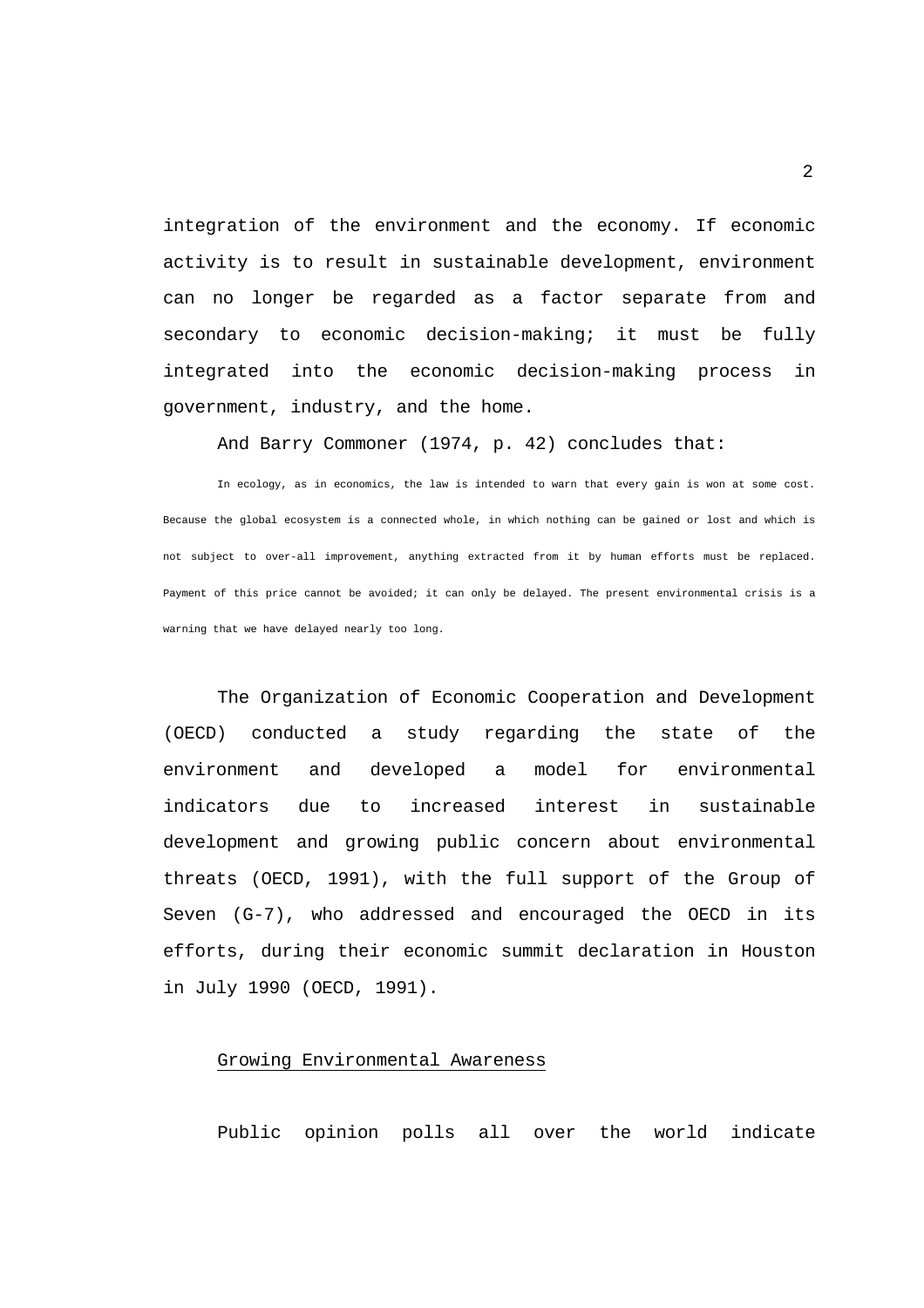integration of the environment and the economy. If economic activity is to result in sustainable development, environment can no longer be regarded as a factor separate from and secondary to economic decision-making; it must be fully integrated into the economic decision-making process in government, industry, and the home.

And Barry Commoner (1974, p. 42) concludes that:

> In ecology, as in economics, the law is intended to warn that every gain is won at some cost. Because the global ecosystem is a connected whole, in which nothing can be gained or lost and which is not subject to over-all improvement, anything extracted from it by human efforts must be replaced. Payment of this price cannot be avoided; it can only be delayed. The present environmental crisis is a warning that we have delayed nearly too long.

The Organization of Economic Cooperation and Development (OECD) conducted a study regarding the state of the environment and developed a model for environmental indicators due to increased interest in sustainable development and growing public concern about environmental threats (OECD, 1991), with the full support of the Group of Seven (G-7), who addressed and encouraged the OECD in its efforts, during their economic summit declaration in Houston in July 1990 (OECD, 1991).

## Growing Environmental Awareness

Public opinion polls all over the world indicate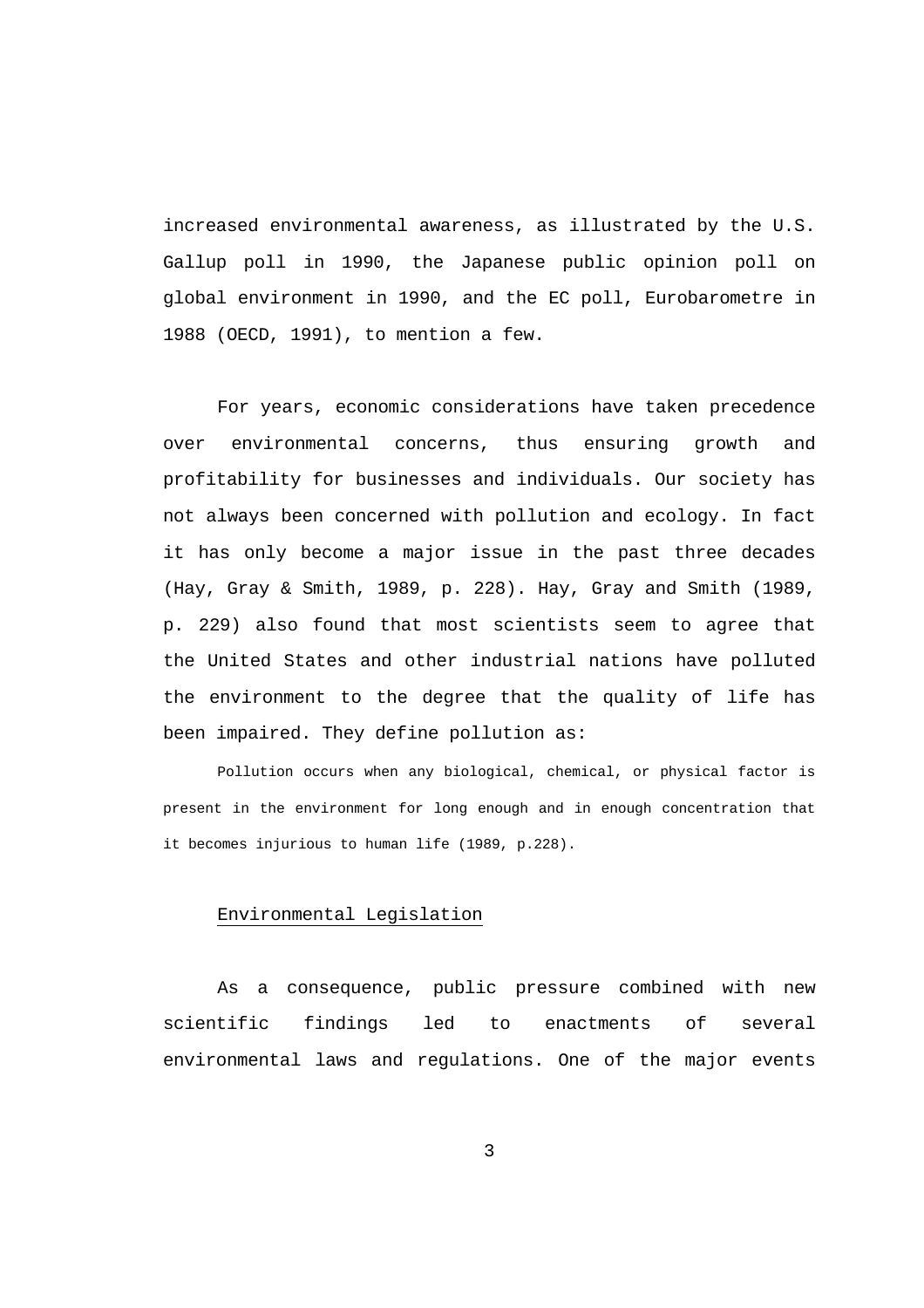increased environmental awareness, as illustrated by the U.S. Gallup poll in 1990, the Japanese public opinion poll on global environment in 1990, and the EC poll, Eurobarometre in 1988 (OECD, 1991), to mention a few.

For years, economic considerations have taken precedence over environmental concerns, thus ensuring growth and profitability for businesses and individuals. Our society has not always been concerned with pollution and ecology. In fact it has only become a major issue in the past three decades (Hay, Gray & Smith, 1989, p. 228). Hay, Gray and Smith (1989, p. 229) also found that most scientists seem to agree that the United States and other industrial nations have polluted the environment to the degree that the quality of life has been impaired. They define pollution as:

> Pollution occurs when any biological, chemical, or physical factor is present in the environment for long enough and in enough concentration that it becomes injurious to human life (1989, p.228).

## Environmental Legislation

As a consequence, public pressure combined with new scientific findings led to enactments of several environmental laws and regulations. One of the major events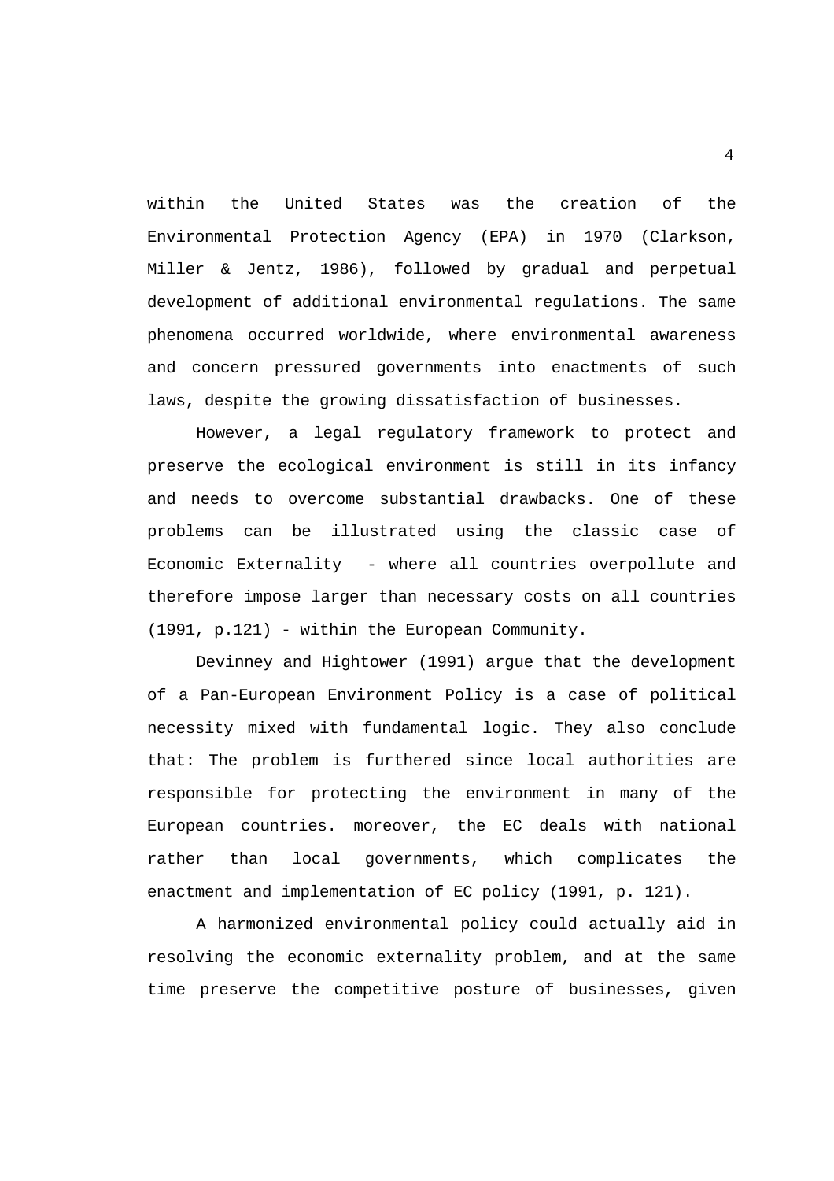within the United States was the creation of the Environmental Protection Agency (EPA) in 1970 (Clarkson, Miller & Jentz, 1986), followed by gradual and perpetual development of additional environmental regulations. The same phenomena occurred worldwide, where environmental awareness and concern pressured governments into enactments of such laws, despite the growing dissatisfaction of businesses.

However, a legal regulatory framework to protect and preserve the ecological environment is still in its infancy and needs to overcome substantial drawbacks. One of these problems can be illustrated using the classic case of Economic Externality - where all countries overpollute and therefore impose larger than necessary costs on all countries (1991, p.121) - within the European Community.

Devinney and Hightower (1991) argue that the development of a Pan-European Environment Policy is a case of political necessity mixed with fundamental logic. They also conclude that: The problem is furthered since local authorities are responsible for protecting the environment in many of the European countries. moreover, the EC deals with national rather than local governments, which complicates the enactment and implementation of EC policy (1991, p. 121).

A harmonized environmental policy could actually aid in resolving the economic externality problem, and at the same time preserve the competitive posture of businesses, given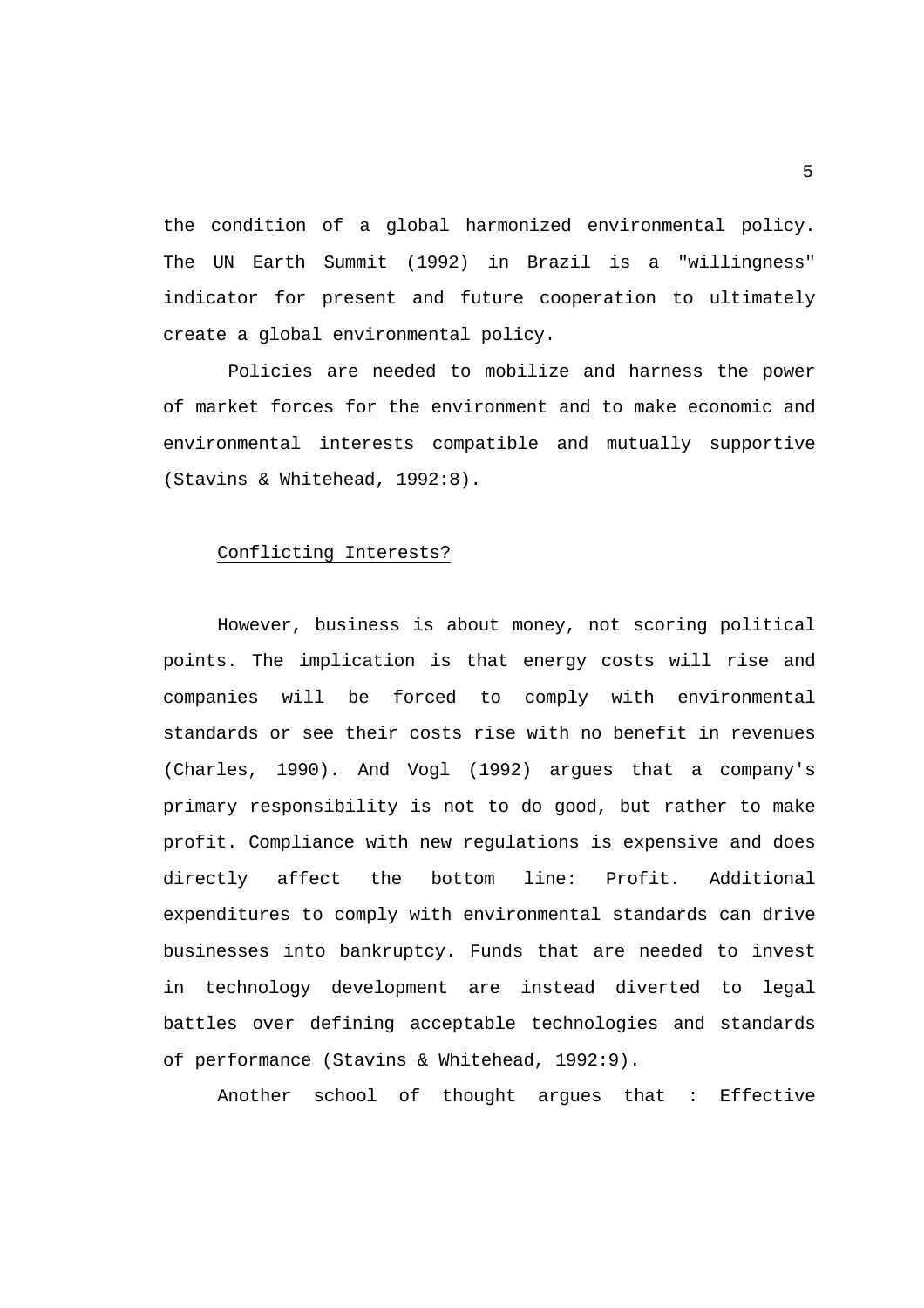the condition of a global harmonized environmental policy. The UN Earth Summit (1992) in Brazil is a "willingness" indicator for present and future cooperation to ultimately create a global environmental policy.

Policies are needed to mobilize and harness the power of market forces for the environment and to make economic and environmental interests compatible and mutually supportive (Stavins & Whitehead, 1992:8).

## Conflicting Interests?

However, business is about money, not scoring political points. The implication is that energy costs will rise and companies will be forced to comply with environmental standards or see their costs rise with no benefit in revenues (Charles, 1990). And Vogl (1992) argues that a company's primary responsibility is not to do good, but rather to make profit. Compliance with new regulations is expensive and does directly affect the bottom line: Profit. Additional expenditures to comply with environmental standards can drive businesses into bankruptcy. Funds that are needed to invest in technology development are instead diverted to legal battles over defining acceptable technologies and standards of performance (Stavins & Whitehead, 1992:9).

Another school of thought argues that : Effective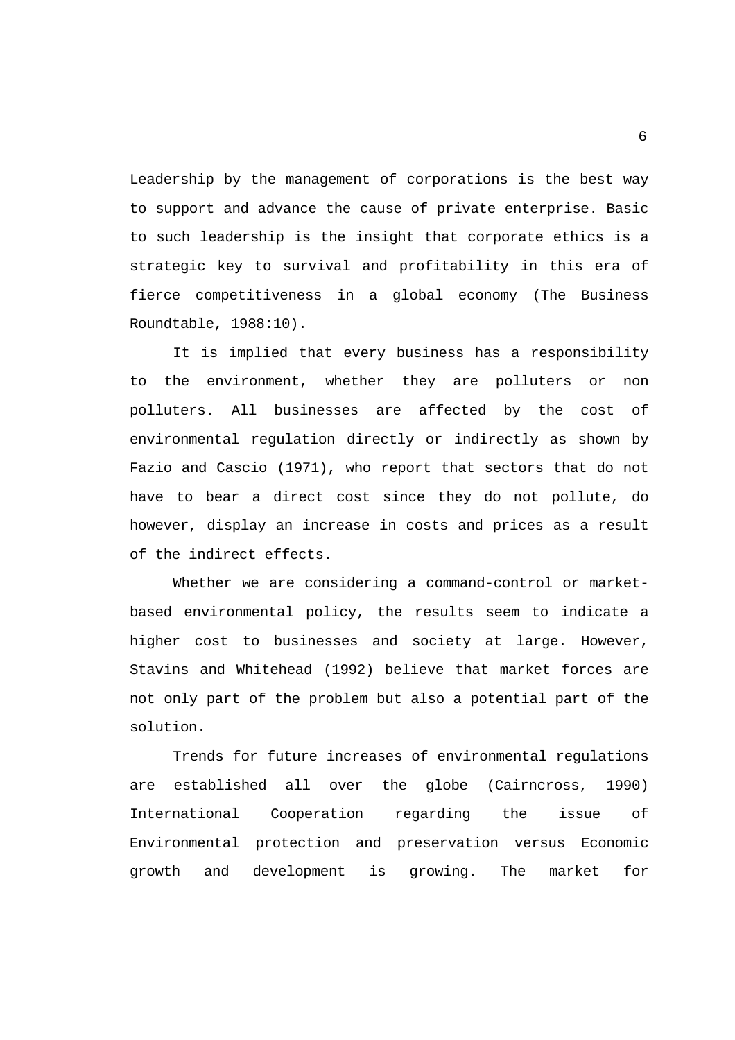Leadership by the management of corporations is the best way to support and advance the cause of private enterprise. Basic to such leadership is the insight that corporate ethics is a strategic key to survival and profitability in this era of fierce competitiveness in a global economy (The Business Roundtable, 1988:10).

It is implied that every business has a responsibility to the environment, whether they are polluters or non polluters. All businesses are affected by the cost of environmental regulation directly or indirectly as shown by Fazio and Cascio (1971), who report that sectors that do not have to bear a direct cost since they do not pollute, do however, display an increase in costs and prices as a result of the indirect effects.

Whether we are considering a command-control or market-based environmental policy, the results seem to indicate a higher cost to businesses and society at large. However, Stavins and Whitehead (1992) believe that market forces are not only part of the problem but also a potential part of the solution.

Trends for future increases of environmental regulations are established all over the globe (Cairncross, 1990) International Cooperation regarding the issue of Environmental protection and preservation versus Economic growth and development is growing. The market for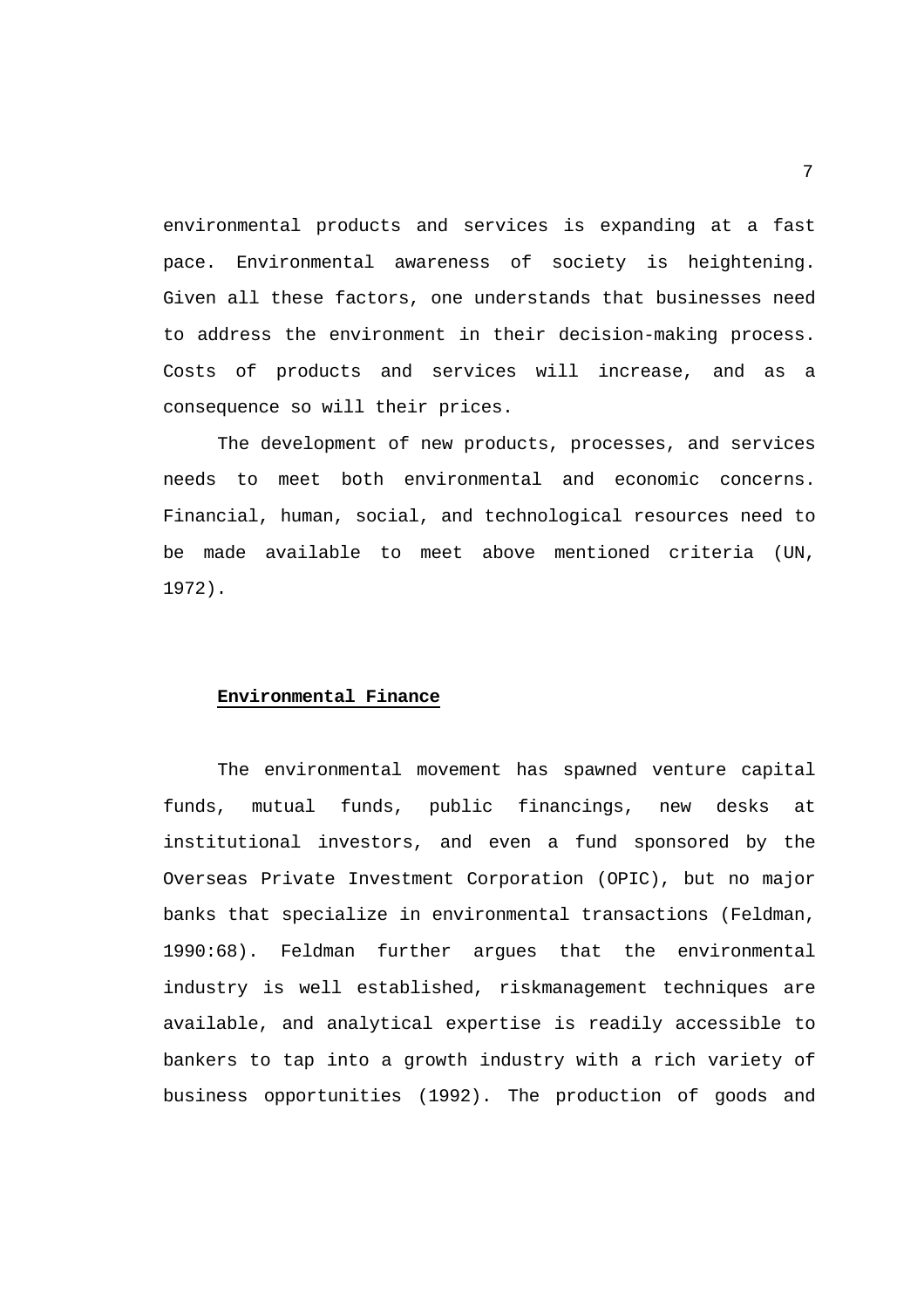environmental products and services is expanding at a fast pace. Environmental awareness of society is heightening. Given all these factors, one understands that businesses need to address the environment in their decision-making process. Costs of products and services will increase, and as a consequence so will their prices.

The development of new products, processes, and services needs to meet both environmental and economic concerns. Financial, human, social, and technological resources need to be made available to meet above mentioned criteria (UN, 1972).

## **Environmental Finance**

The environmental movement has spawned venture capital funds, mutual funds, public financings, new desks at institutional investors, and even a fund sponsored by the Overseas Private Investment Corporation (OPIC), but no major banks that specialize in environmental transactions (Feldman, 1990:68). Feldman further argues that the environmental industry is well established, riskmanagement techniques are available, and analytical expertise is readily accessible to bankers to tap into a growth industry with a rich variety of business opportunities (1992). The production of goods and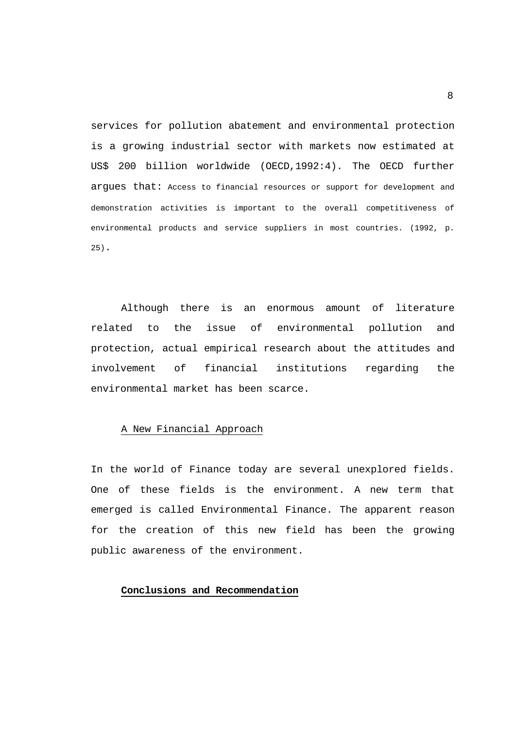services for pollution abatement and environmental protection is a growing industrial sector with markets now estimated at US$ 200 billion worldwide (OECD,1992:4). The OECD further argues that: Access to financial resources or support for development and demonstration activities is important to the overall competitiveness of environmental products and service suppliers in most countries. (1992, p. 25).

Although there is an enormous amount of literature related to the issue of environmental pollution and protection, actual empirical research about the attitudes and involvement of financial institutions regarding the environmental market has been scarce.

## A New Financial Approach

In the world of Finance today are several unexplored fields. One of these fields is the environment. A new term that emerged is called Environmental Finance. The apparent reason for the creation of this new field has been the growing public awareness of the environment.

## **Conclusions and Recommendation**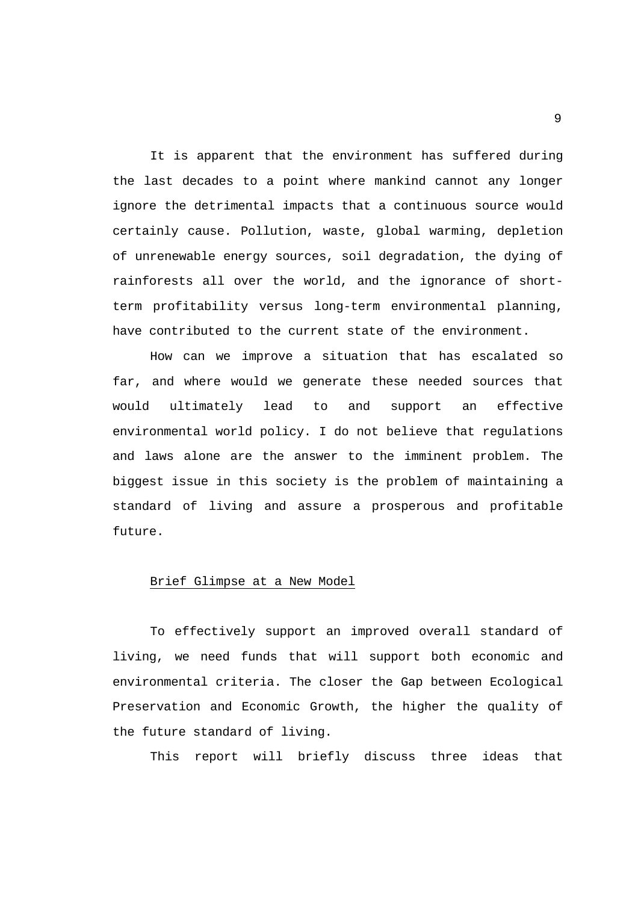It is apparent that the environment has suffered during the last decades to a point where mankind cannot any longer ignore the detrimental impacts that a continuous source would certainly cause. Pollution, waste, global warming, depletion of unrenewable energy sources, soil degradation, the dying of rainforests all over the world, and the ignorance of short-term profitability versus long-term environmental planning, have contributed to the current state of the environment.

How can we improve a situation that has escalated so far, and where would we generate these needed sources that would ultimately lead to and support an effective environmental world policy. I do not believe that regulations and laws alone are the answer to the imminent problem. The biggest issue in this society is the problem of maintaining a standard of living and assure a prosperous and profitable future.

## Brief Glimpse at a New Model

To effectively support an improved overall standard of living, we need funds that will support both economic and environmental criteria. The closer the Gap between Ecological Preservation and Economic Growth, the higher the quality of the future standard of living.

This report will briefly discuss three ideas that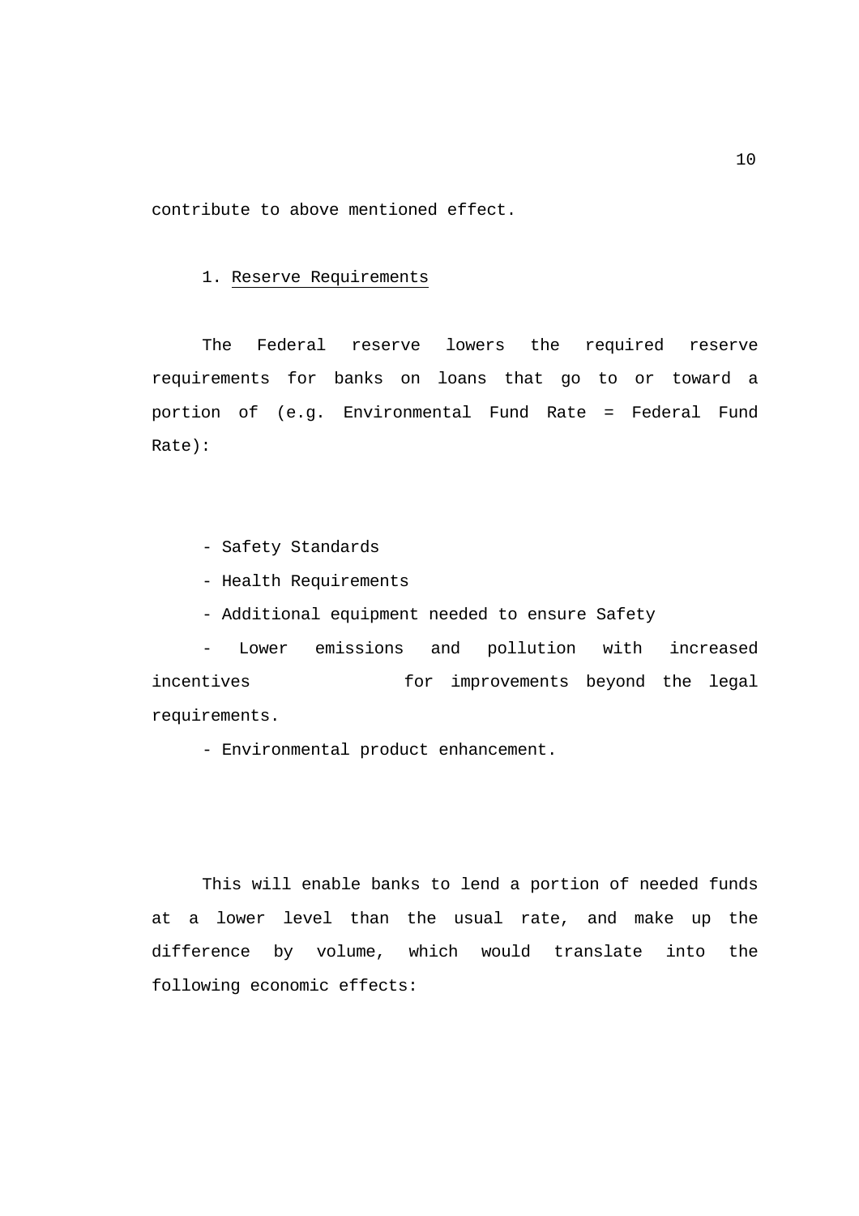contribute to above mentioned effect.

1. <u>Reserve Requirements</u>

The Federal reserve lowers the required reserve requirements for banks on loans that go to or toward a portion of (e.g. Environmental Fund Rate = Federal Fund Rate):

- Safety Standards
- Health Requirements
- Additional equipment needed to ensure Safety
- Lower emissions and pollution with increased incentives for improvements beyond the legal requirements.
- Environmental product enhancement.

This will enable banks to lend a portion of needed funds at a lower level than the usual rate, and make up the difference by volume, which would translate into the following economic effects: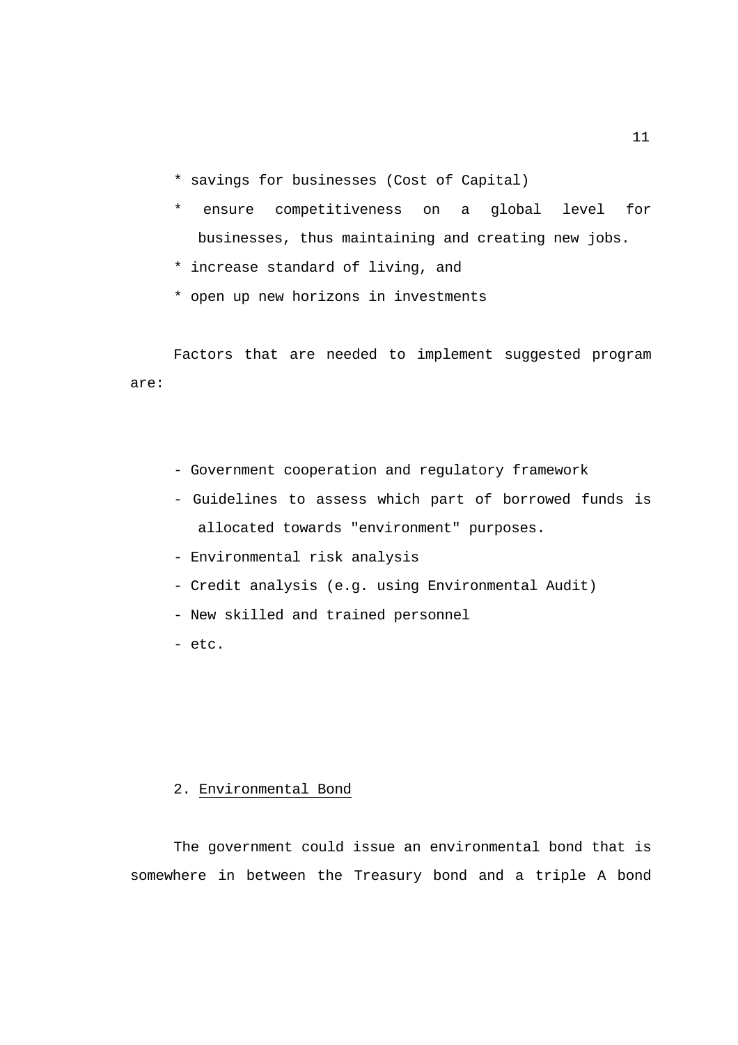* savings for businesses (Cost of Capital)
* ensure competitiveness on a global level for businesses, thus maintaining and creating new jobs.
* increase standard of living, and
* open up new horizons in investments

Factors that are needed to implement suggested program are:

- Government cooperation and regulatory framework
- Guidelines to assess which part of borrowed funds is allocated towards "environment" purposes.
- Environmental risk analysis
- Credit analysis (e.g. using Environmental Audit)
- New skilled and trained personnel
- etc.

2. <u>Environmental Bond</u>

The government could issue an environmental bond that is somewhere in between the Treasury bond and a triple A bond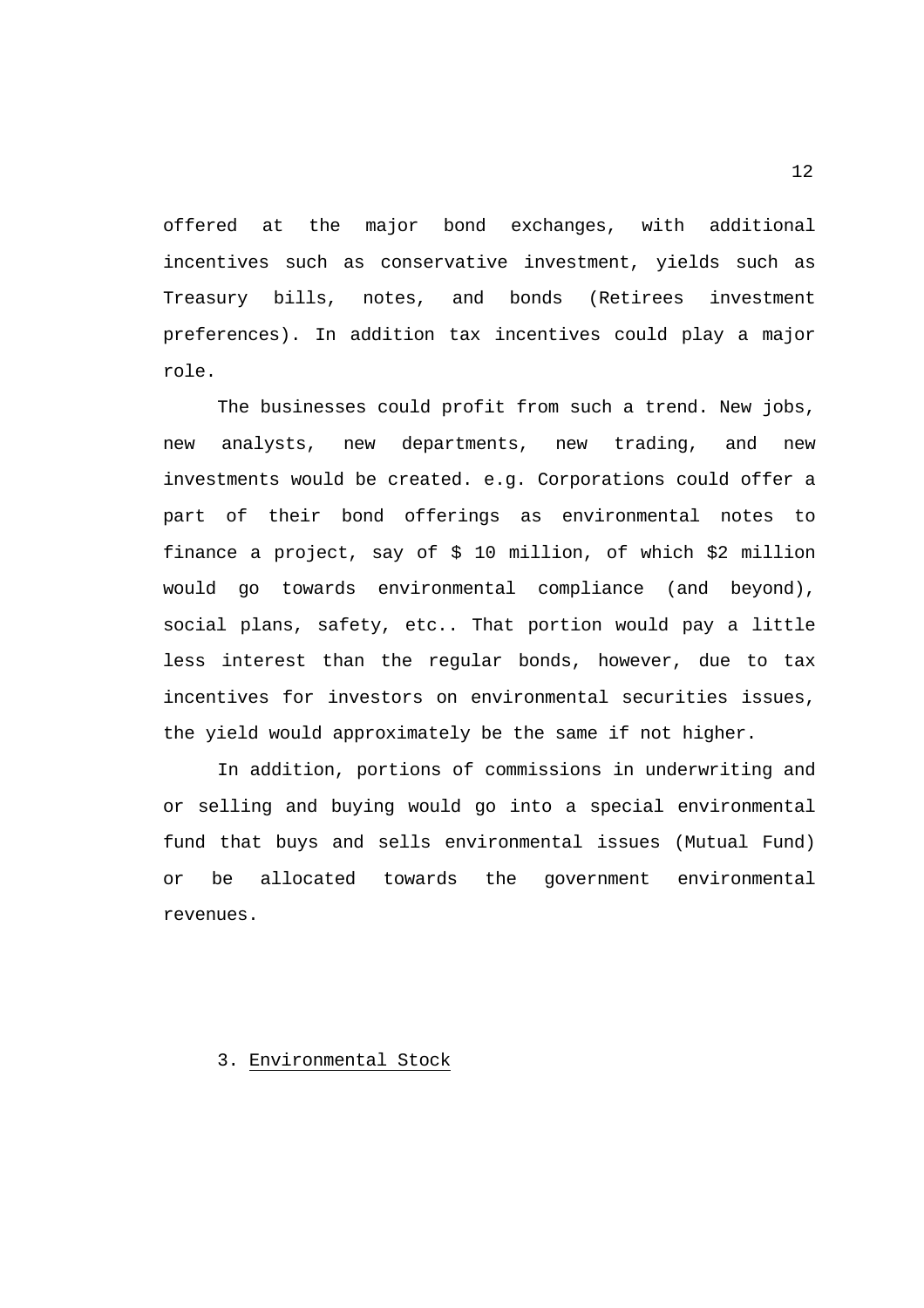offered at the major bond exchanges, with additional incentives such as conservative investment, yields such as Treasury bills, notes, and bonds (Retirees investment preferences). In addition tax incentives could play a major role.

The businesses could profit from such a trend. New jobs, new analysts, new departments, new trading, and new investments would be created. e.g. Corporations could offer a part of their bond offerings as environmental notes to finance a project, say of $ 10 million, of which $2 million would go towards environmental compliance (and beyond), social plans, safety, etc.. That portion would pay a little less interest than the regular bonds, however, due to tax incentives for investors on environmental securities issues, the yield would approximately be the same if not higher.

In addition, portions of commissions in underwriting and or selling and buying would go into a special environmental fund that buys and sells environmental issues (Mutual Fund) or be allocated towards the government environmental revenues.

3. Environmental Stock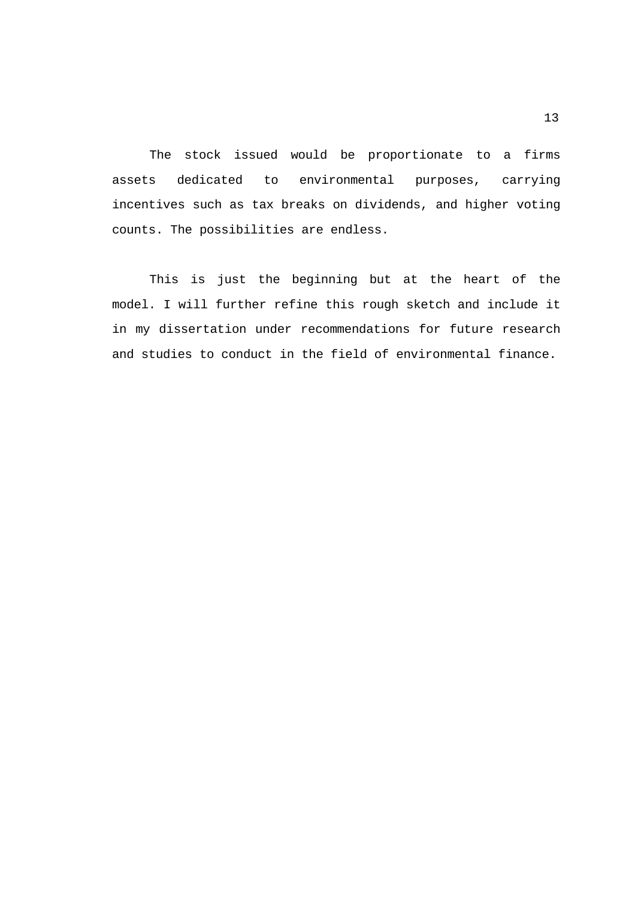The stock issued would be proportionate to a firms assets dedicated to environmental purposes, carrying incentives such as tax breaks on dividends, and higher voting counts. The possibilities are endless.

This is just the beginning but at the heart of the model. I will further refine this rough sketch and include it in my dissertation under recommendations for future research and studies to conduct in the field of environmental finance.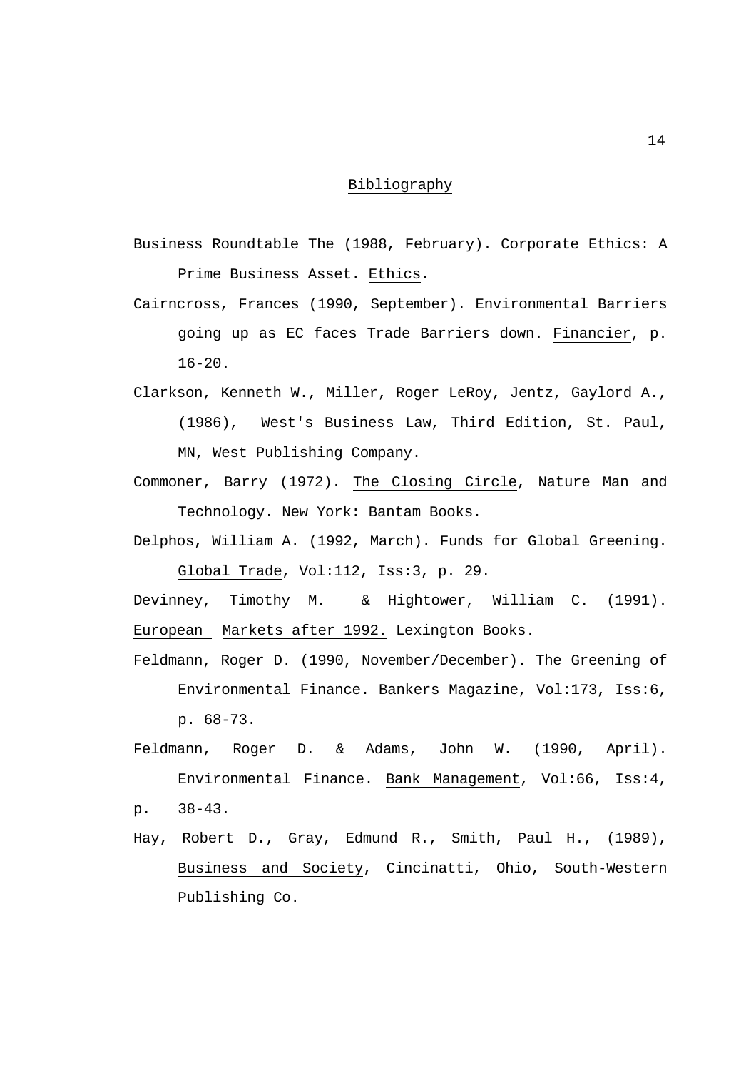## Bibliography

Business Roundtable The (1988, February). Corporate Ethics: A Prime Business Asset. Ethics.

Cairncross, Frances (1990, September). Environmental Barriers going up as EC faces Trade Barriers down. Financier, p. 16-20.

Clarkson, Kenneth W., Miller, Roger LeRoy, Jentz, Gaylord A., (1986), West's Business Law, Third Edition, St. Paul, MN, West Publishing Company.

Commoner, Barry (1972). The Closing Circle, Nature Man and Technology. New York: Bantam Books.

Delphos, William A. (1992, March). Funds for Global Greening. Global Trade, Vol:112, Iss:3, p. 29.

Devinney, Timothy M. & Hightower, William C. (1991). European Markets after 1992. Lexington Books.

Feldmann, Roger D. (1990, November/December). The Greening of Environmental Finance. Bankers Magazine, Vol:173, Iss:6, p. 68-73.

Feldmann, Roger D. & Adams, John W. (1990, April). Environmental Finance. Bank Management, Vol:66, Iss:4, p. 38-43.

Hay, Robert D., Gray, Edmund R., Smith, Paul H., (1989), Business and Society, Cincinatti, Ohio, South-Western Publishing Co.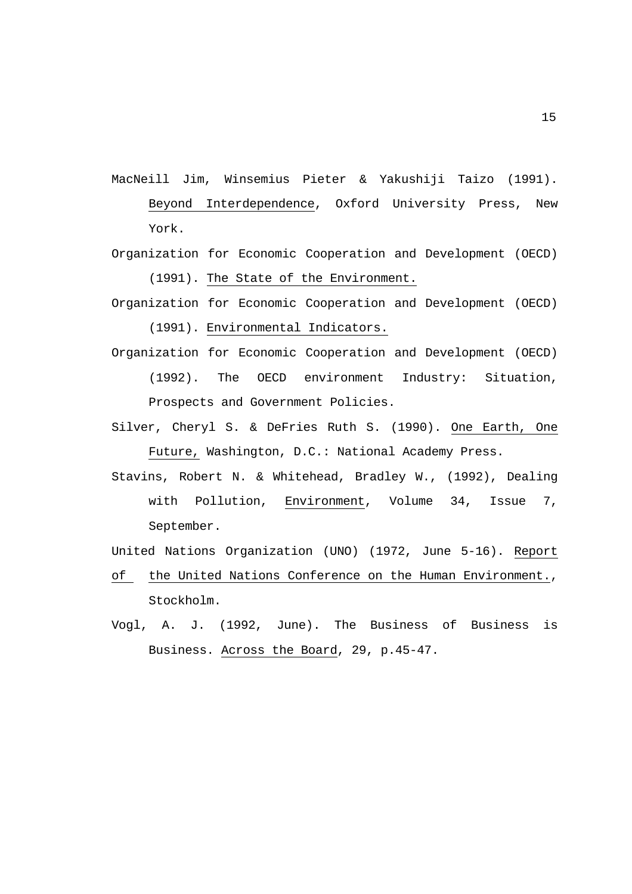MacNeill Jim, Winsemius Pieter & Yakushiji Taizo (1991). Beyond Interdependence, Oxford University Press, New York.

Organization for Economic Cooperation and Development (OECD) (1991). The State of the Environment.

Organization for Economic Cooperation and Development (OECD) (1991). Environmental Indicators.

Organization for Economic Cooperation and Development (OECD) (1992). The OECD environment Industry: Situation, Prospects and Government Policies.

Silver, Cheryl S. & DeFries Ruth S. (1990). One Earth, One Future, Washington, D.C.: National Academy Press.

Stavins, Robert N. & Whitehead, Bradley W., (1992), Dealing with Pollution, Environment, Volume 34, Issue 7, September.

United Nations Organization (UNO) (1972, June 5-16). Report of the United Nations Conference on the Human Environment., Stockholm.

Vogl, A. J. (1992, June). The Business of Business is Business. Across the Board, 29, p.45-47.